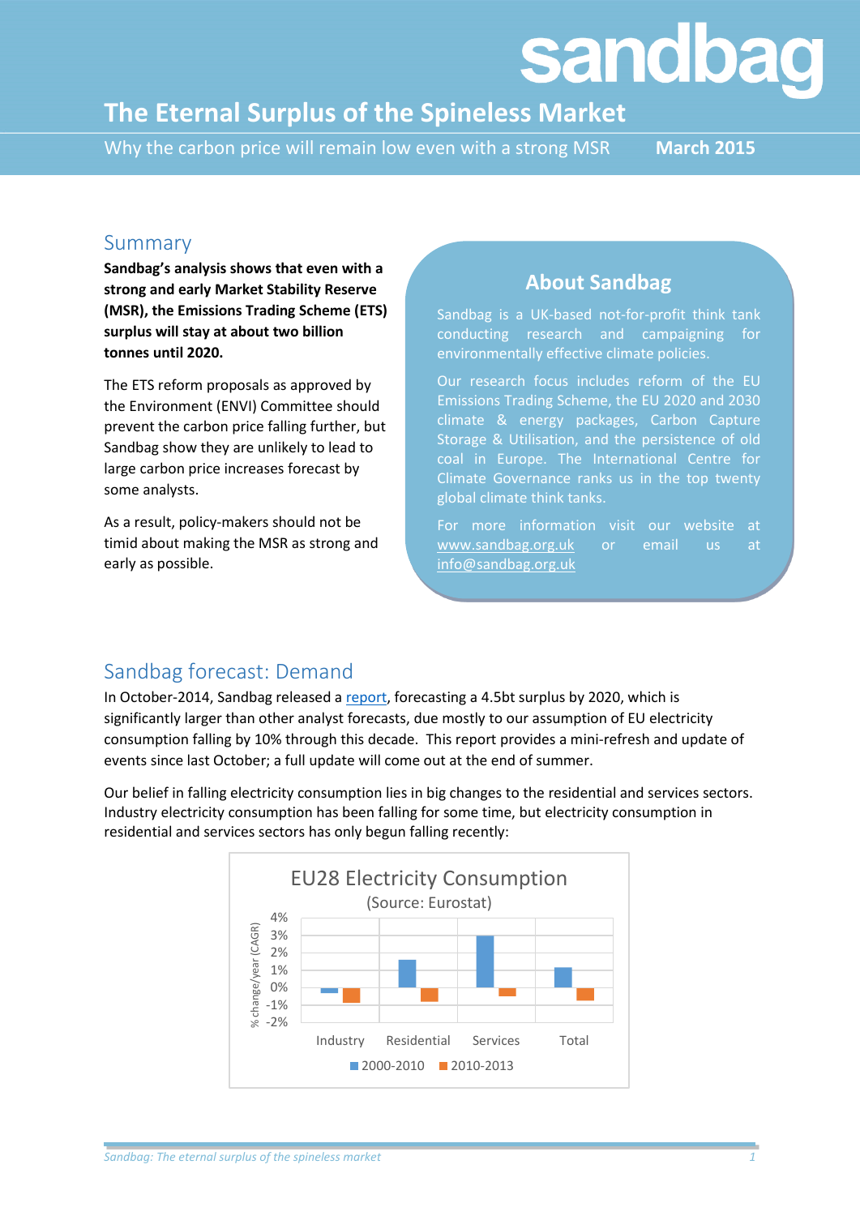# sandbag

# The Eternal Surplus of the Spineless Market

Why the carbon price will remain low even with a strong MSR **March 2015**

## Summary

**Sandbag's analysis shows that even with a strong and early Market Stability Reserve (MSR), the Emissions Trading Scheme (ETS) surplus will stay at about two billion tonnes until 2020.**

The ETS reform proposals as approved by the Environment (ENVI) Committee should prevent the carbon price falling further, but Sandbag show they are unlikely to lead to large carbon price increases forecast by some analysts.

As a result, policy-makers should not be timid about making the MSR as strong and early as possible.

## About Sandbag

Sandbag is a UK-based not-for-profit think tank conducting research and campaigning for environmentally effective climate policies.

Our research focus includes reform of the EU Emissions Trading Scheme, the EU 2020 and 2030 climate & energy packages, Carbon Capture Storage & Utilisation, and the persistence of old coal in Europe. The International Centre for Climate Governance ranks us in the top twenty global climate think tanks.

For more information visit our website at www.sandbag.org.uk or email us at info@sandbag.org.uk

## Sandbag forecast: Demand

In October-2014, Sandbag released a report, forecasting a 4.5bt surplus by 2020, which is significantly larger than other analyst forecasts, due mostly to our assumption of EU electricity consumption falling by 10% through this decade. This report provides a mini-refresh and update of events since last October; a full update will come out at the end of summer.

Our belief in falling electricity consumption lies in big changes to the residential and services sectors. Industry electricity consumption has been falling for some time, but electricity consumption in residential and services sectors has only begun falling recently:

EU28 Electricity Consumption
(Source: Eurostat)

| % change/year (CAGR) | Industry | Residential | Services | Total |
|---|---|---|---|---|
| 2000-2010 | ~-0.3% | ~1.6% | ~2.9% | ~1.1% |
| 2010-2013 | ~-0.9% | ~-0.8% | ~-0.5% | ~-0.7% |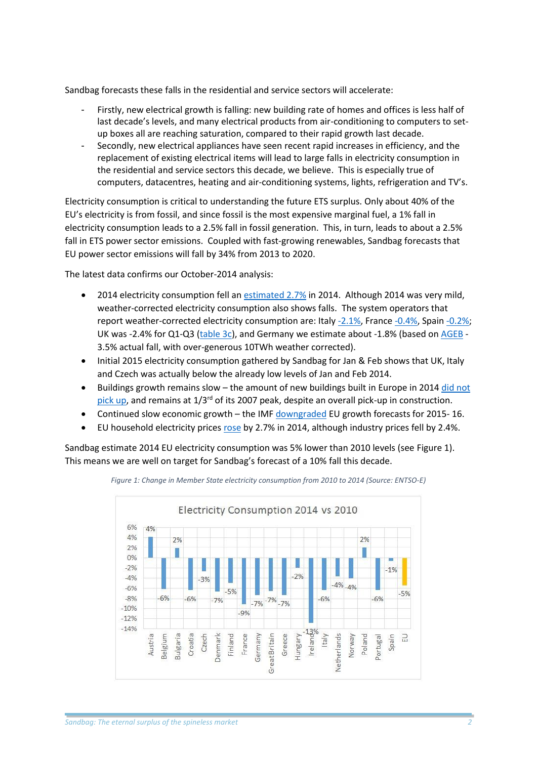Sandbag forecasts these falls in the residential and service sectors will accelerate:

- Firstly, new electrical growth is falling: new building rate of homes and offices is less half of last decade's levels, and many electrical products from air-conditioning to computers to set-up boxes all are reaching saturation, compared to their rapid growth last decade.
- Secondly, new electrical appliances have seen recent rapid increases in efficiency, and the replacement of existing electrical items will lead to large falls in electricity consumption in the residential and service sectors this decade, we believe. This is especially true of computers, datacentres, heating and air-conditioning systems, lights, refrigeration and TV's.

Electricity consumption is critical to understanding the future ETS surplus. Only about 40% of the EU's electricity is from fossil, and since fossil is the most expensive marginal fuel, a 1% fall in electricity consumption leads to a 2.5% fall in fossil generation. This, in turn, leads to about a 2.5% fall in ETS power sector emissions. Coupled with fast-growing renewables, Sandbag forecasts that EU power sector emissions will fall by 34% from 2013 to 2020.

The latest data confirms our October-2014 analysis:

- 2014 electricity consumption fell an estimated 2.7% in 2014. Although 2014 was very mild, weather-corrected electricity consumption also shows falls. The system operators that report weather-corrected electricity consumption are: Italy -2.1%, France -0.4%, Spain -0.2%; UK was -2.4% for Q1-Q3 (table 3c), and Germany we estimate about -1.8% (based on AGEB - 3.5% actual fall, with over-generous 10TWh weather corrected).
- Initial 2015 electricity consumption gathered by Sandbag for Jan & Feb shows that UK, Italy and Czech was actually below the already low levels of Jan and Feb 2014.
- Buildings growth remains slow – the amount of new buildings built in Europe in 2014 did not pick up, and remains at 1/3rd of its 2007 peak, despite an overall pick-up in construction.
- Continued slow economic growth – the IMF downgraded EU growth forecasts for 2015- 16.
- EU household electricity prices rose by 2.7% in 2014, although industry prices fell by 2.4%.

Sandbag estimate 2014 EU electricity consumption was 5% lower than 2010 levels (see Figure 1). This means we are well on target for Sandbag's forecast of a 10% fall this decade.

*Figure 1: Change in Member State electricity consumption from 2010 to 2014 (Source: ENTSO-E)*

**Electricity Consumption 2014 vs 2010**

| Country | Change |
|---|---|
| Austria | 4% |
| Belgium | -6% |
| Bulgaria | 2% |
| Croatia | -6% |
| Czech | -3% |
| Denmark | -7% |
| Finland | -5% |
| France | -9% |
| Germany | -7% |
| GreatBritain | -7% |
| Greece | -7% |
| Hungary | -2% |
| Ireland | -13% |
| Italy | -6% |
| Netherlands | -4% |
| Norway | -4% |
| Poland | 2% |
| Portugal | -6% |
| Spain | -1% |
| EU | -5% |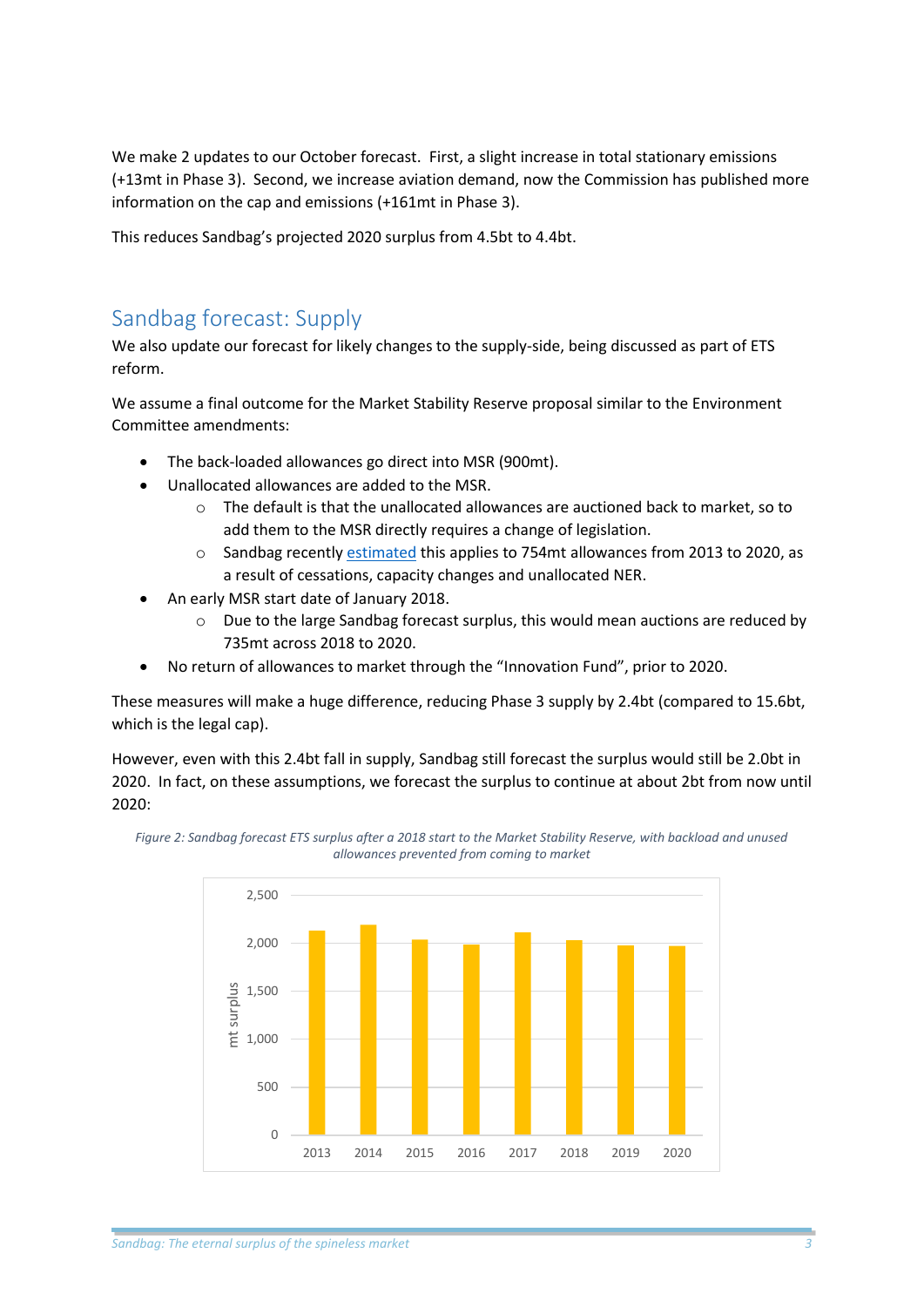We make 2 updates to our October forecast. First, a slight increase in total stationary emissions (+13mt in Phase 3). Second, we increase aviation demand, now the Commission has published more information on the cap and emissions (+161mt in Phase 3).

This reduces Sandbag's projected 2020 surplus from 4.5bt to 4.4bt.

## Sandbag forecast: Supply

We also update our forecast for likely changes to the supply-side, being discussed as part of ETS reform.

We assume a final outcome for the Market Stability Reserve proposal similar to the Environment Committee amendments:

- The back-loaded allowances go direct into MSR (900mt).
- Unallocated allowances are added to the MSR.
  - The default is that the unallocated allowances are auctioned back to market, so to add them to the MSR directly requires a change of legislation.
  - Sandbag recently estimated this applies to 754mt allowances from 2013 to 2020, as a result of cessations, capacity changes and unallocated NER.
- An early MSR start date of January 2018.
  - Due to the large Sandbag forecast surplus, this would mean auctions are reduced by 735mt across 2018 to 2020.
- No return of allowances to market through the "Innovation Fund", prior to 2020.

These measures will make a huge difference, reducing Phase 3 supply by 2.4bt (compared to 15.6bt, which is the legal cap).

However, even with this 2.4bt fall in supply, Sandbag still forecast the surplus would still be 2.0bt in 2020. In fact, on these assumptions, we forecast the surplus to continue at about 2bt from now until 2020:

*Figure 2: Sandbag forecast ETS surplus after a 2018 start to the Market Stability Reserve, with backload and unused allowances prevented from coming to market*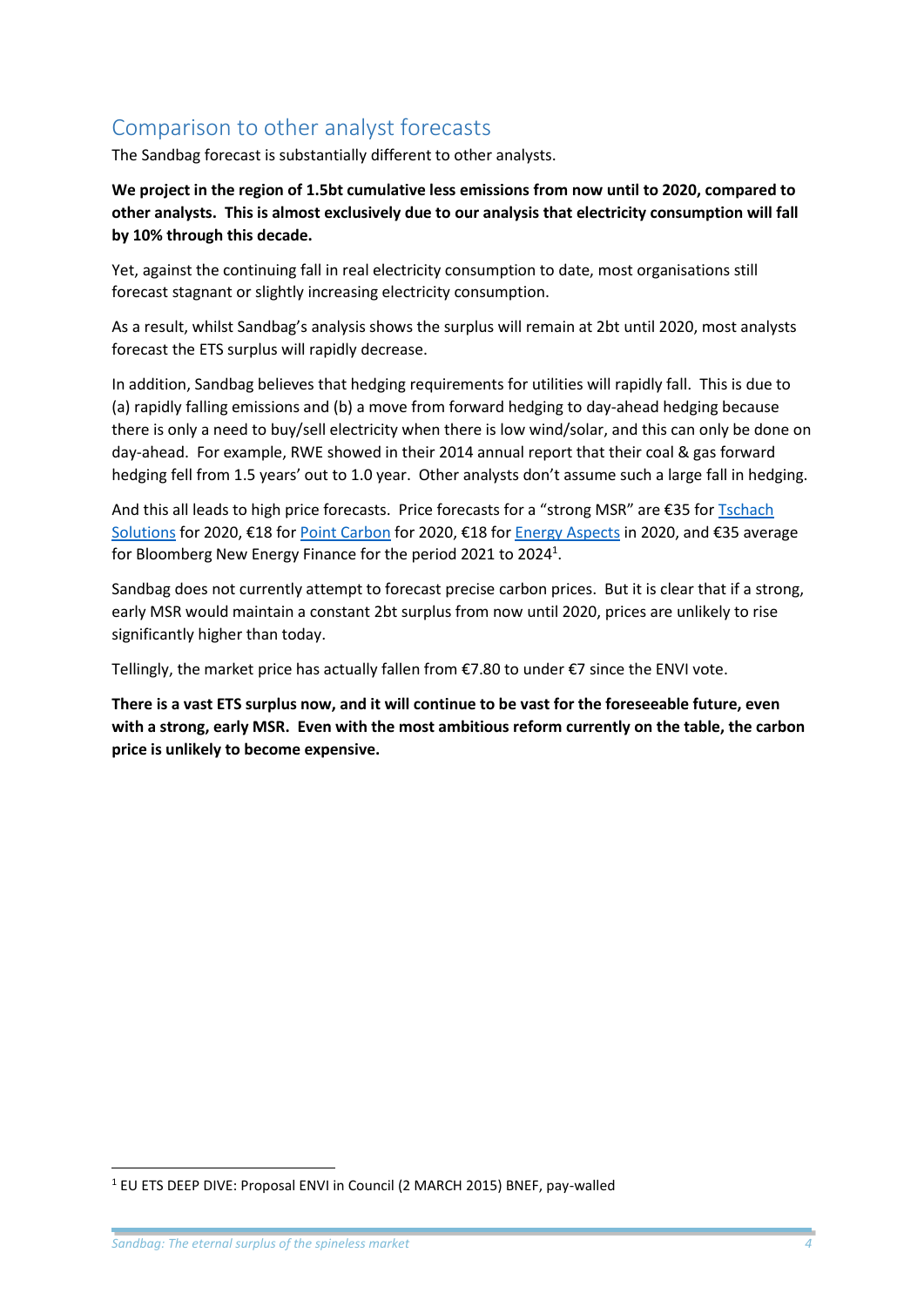## Comparison to other analyst forecasts

The Sandbag forecast is substantially different to other analysts.

**We project in the region of 1.5bt cumulative less emissions from now until to 2020, compared to other analysts. This is almost exclusively due to our analysis that electricity consumption will fall by 10% through this decade.**

Yet, against the continuing fall in real electricity consumption to date, most organisations still forecast stagnant or slightly increasing electricity consumption.

As a result, whilst Sandbag's analysis shows the surplus will remain at 2bt until 2020, most analysts forecast the ETS surplus will rapidly decrease.

In addition, Sandbag believes that hedging requirements for utilities will rapidly fall. This is due to (a) rapidly falling emissions and (b) a move from forward hedging to day-ahead hedging because there is only a need to buy/sell electricity when there is low wind/solar, and this can only be done on day-ahead. For example, RWE showed in their 2014 annual report that their coal & gas forward hedging fell from 1.5 years' out to 1.0 year. Other analysts don't assume such a large fall in hedging.

And this all leads to high price forecasts. Price forecasts for a "strong MSR" are €35 for Tschach Solutions for 2020, €18 for Point Carbon for 2020, €18 for Energy Aspects in 2020, and €35 average for Bloomberg New Energy Finance for the period 2021 to 2024[1].

Sandbag does not currently attempt to forecast precise carbon prices. But it is clear that if a strong, early MSR would maintain a constant 2bt surplus from now until 2020, prices are unlikely to rise significantly higher than today.

Tellingly, the market price has actually fallen from €7.80 to under €7 since the ENVI vote.

**There is a vast ETS surplus now, and it will continue to be vast for the foreseeable future, even with a strong, early MSR. Even with the most ambitious reform currently on the table, the carbon price is unlikely to become expensive.**

[1] EU ETS DEEP DIVE: Proposal ENVI in Council (2 MARCH 2015) BNEF, pay-walled